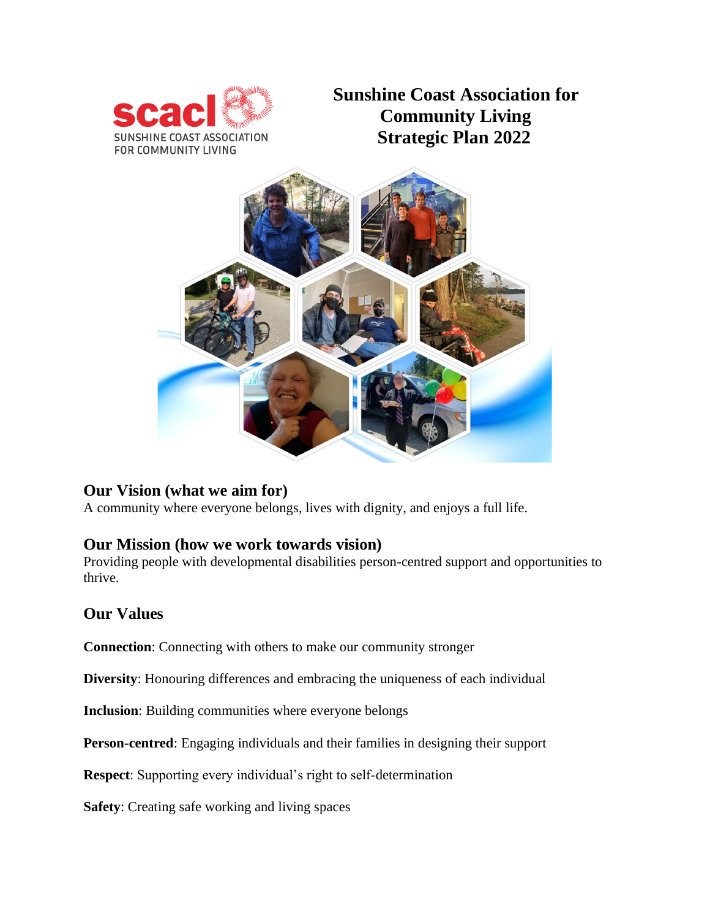scacl SUNSHINE COAST ASSOCIATION FOR COMMUNITY LIVING

# Sunshine Coast Association for Community Living Strategic Plan 2022

## Our Vision (what we aim for)

A community where everyone belongs, lives with dignity, and enjoys a full life.

## Our Mission (how we work towards vision)

Providing people with developmental disabilities person-centred support and opportunities to thrive.

## Our Values

**Connection**: Connecting with others to make our community stronger

**Diversity**: Honouring differences and embracing the uniqueness of each individual

**Inclusion**: Building communities where everyone belongs

**Person-centred**: Engaging individuals and their families in designing their support

**Respect**: Supporting every individual's right to self-determination

**Safety**: Creating safe working and living spaces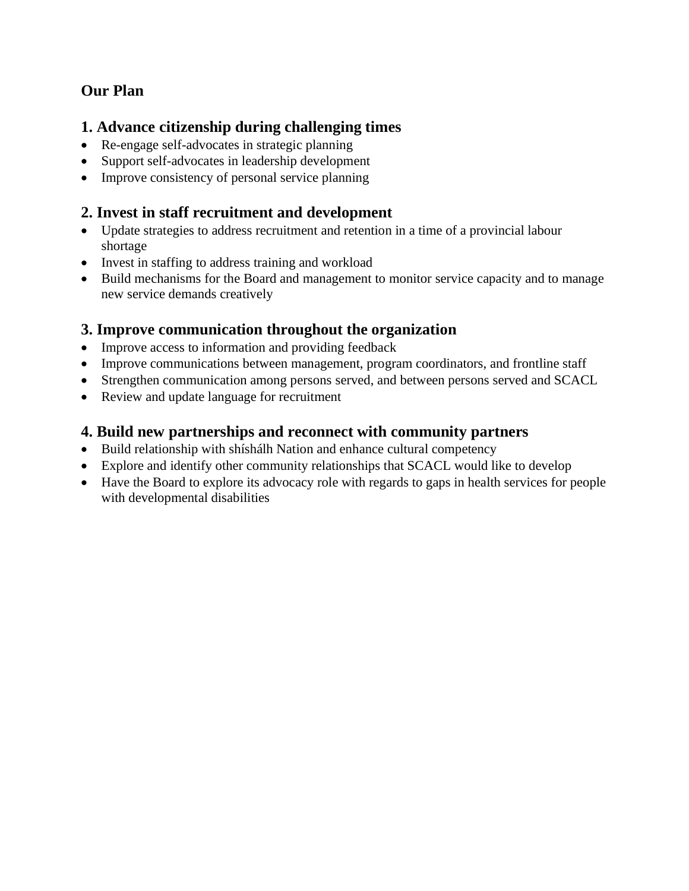## Our Plan

### 1. Advance citizenship during challenging times

- Re-engage self-advocates in strategic planning
- Support self-advocates in leadership development
- Improve consistency of personal service planning

### 2. Invest in staff recruitment and development

- Update strategies to address recruitment and retention in a time of a provincial labour shortage
- Invest in staffing to address training and workload
- Build mechanisms for the Board and management to monitor service capacity and to manage new service demands creatively

### 3. Improve communication throughout the organization

- Improve access to information and providing feedback
- Improve communications between management, program coordinators, and frontline staff
- Strengthen communication among persons served, and between persons served and SCACL
- Review and update language for recruitment

### 4. Build new partnerships and reconnect with community partners

- Build relationship with shíshálh Nation and enhance cultural competency
- Explore and identify other community relationships that SCACL would like to develop
- Have the Board to explore its advocacy role with regards to gaps in health services for people with developmental disabilities